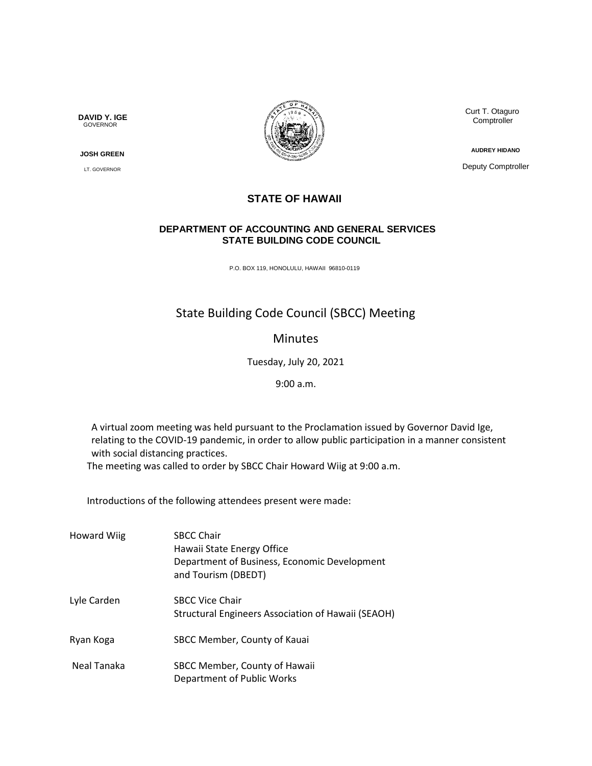**DAVID Y. IGE**
GOVERNOR

**JOSH GREEN**
LT. GOVERNOR

Curt T. Otaguro
Comptroller

**AUDREY HIDANO**
Deputy Comptroller

## STATE OF HAWAII

### DEPARTMENT OF ACCOUNTING AND GENERAL SERVICES
### STATE BUILDING CODE COUNCIL

P.O. BOX 119, HONOLULU, HAWAII 96810-0119

# State Building Code Council (SBCC) Meeting

## Minutes

Tuesday, July 20, 2021

9:00 a.m.

A virtual zoom meeting was held pursuant to the Proclamation issued by Governor David Ige, relating to the COVID-19 pandemic, in order to allow public participation in a manner consistent with social distancing practices.

The meeting was called to order by SBCC Chair Howard Wiig at 9:00 a.m.

Introductions of the following attendees present were made:

| | |
|---|---|
| Howard Wiig | SBCC Chair<br>Hawaii State Energy Office<br>Department of Business, Economic Development and Tourism (DBEDT) |
| Lyle Carden | SBCC Vice Chair<br>Structural Engineers Association of Hawaii (SEAOH) |
| Ryan Koga | SBCC Member, County of Kauai |
| Neal Tanaka | SBCC Member, County of Hawaii<br>Department of Public Works |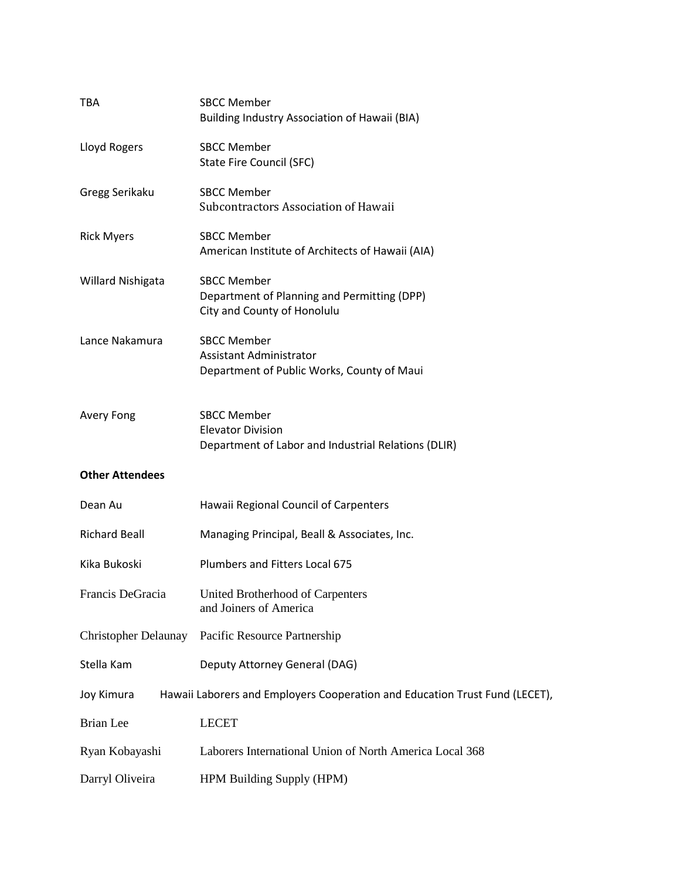| | |
|---|---|
| TBA | SBCC Member<br>Building Industry Association of Hawaii (BIA) |
| Lloyd Rogers | SBCC Member<br>State Fire Council (SFC) |
| Gregg Serikaku | SBCC Member<br>Subcontractors Association of Hawaii |
| Rick Myers | SBCC Member<br>American Institute of Architects of Hawaii (AIA) |
| Willard Nishigata | SBCC Member<br>Department of Planning and Permitting (DPP)<br>City and County of Honolulu |
| Lance Nakamura | SBCC Member<br>Assistant Administrator<br>Department of Public Works, County of Maui |
| Avery Fong | SBCC Member<br>Elevator Division<br>Department of Labor and Industrial Relations (DLIR) |

**Other Attendees**

| | |
|---|---|
| Dean Au | Hawaii Regional Council of Carpenters |
| Richard Beall | Managing Principal, Beall & Associates, Inc. |
| Kika Bukoski | Plumbers and Fitters Local 675 |
| Francis DeGracia | United Brotherhood of Carpenters<br>and Joiners of America |
| Christopher Delaunay | Pacific Resource Partnership |
| Stella Kam | Deputy Attorney General (DAG) |
| Joy Kimura | Hawaii Laborers and Employers Cooperation and Education Trust Fund (LECET), |
| Brian Lee | LECET |
| Ryan Kobayashi | Laborers International Union of North America Local 368 |
| Darryl Oliveira | HPM Building Supply (HPM) |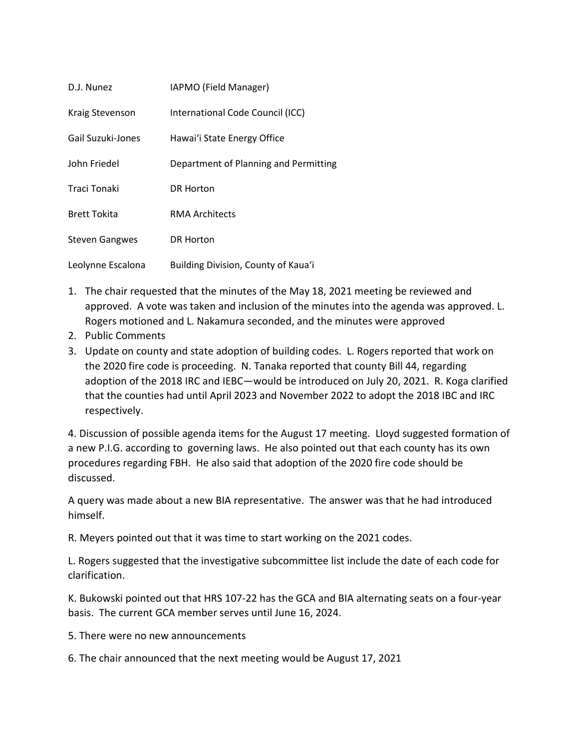| | |
|---|---|
| D.J. Nunez | IAPMO (Field Manager) |
| Kraig Stevenson | International Code Council (ICC) |
| Gail Suzuki-Jones | Hawaiʻi State Energy Office |
| John Friedel | Department of Planning and Permitting |
| Traci Tonaki | DR Horton |
| Brett Tokita | RMA Architects |
| Steven Gangwes | DR Horton |
| Leolynne Escalona | Building Division, County of Kauaʻi |

1. The chair requested that the minutes of the May 18, 2021 meeting be reviewed and approved. A vote was taken and inclusion of the minutes into the agenda was approved. L. Rogers motioned and L. Nakamura seconded, and the minutes were approved
2. Public Comments
3. Update on county and state adoption of building codes. L. Rogers reported that work on the 2020 fire code is proceeding. N. Tanaka reported that county Bill 44, regarding adoption of the 2018 IRC and IEBC—would be introduced on July 20, 2021. R. Koga clarified that the counties had until April 2023 and November 2022 to adopt the 2018 IBC and IRC respectively.

4. Discussion of possible agenda items for the August 17 meeting. Lloyd suggested formation of a new P.I.G. according to governing laws. He also pointed out that each county has its own procedures regarding FBH. He also said that adoption of the 2020 fire code should be discussed.

A query was made about a new BIA representative. The answer was that he had introduced himself.

R. Meyers pointed out that it was time to start working on the 2021 codes.

L. Rogers suggested that the investigative subcommittee list include the date of each code for clarification.

K. Bukowski pointed out that HRS 107-22 has the GCA and BIA alternating seats on a four-year basis. The current GCA member serves until June 16, 2024.

5. There were no new announcements

6. The chair announced that the next meeting would be August 17, 2021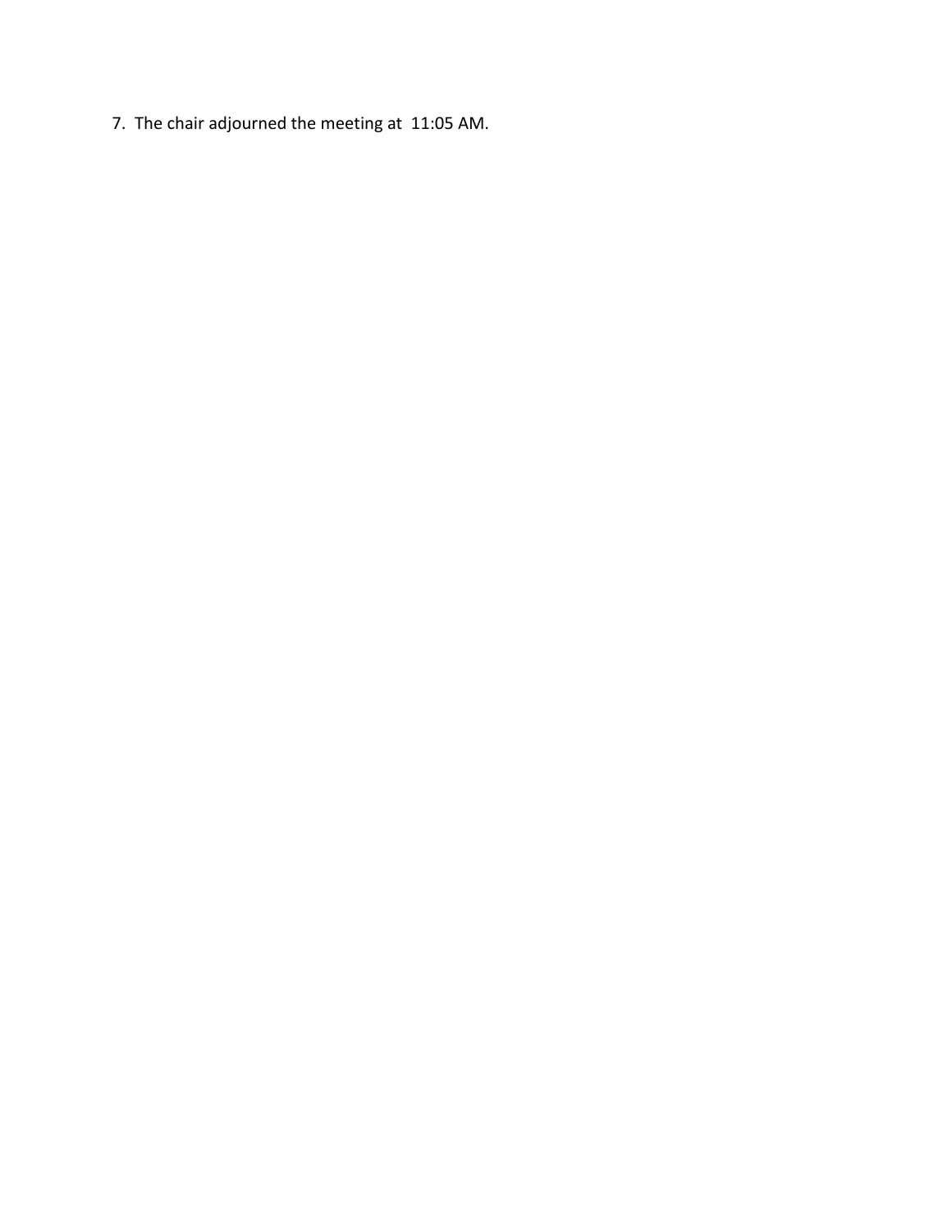7. The chair adjourned the meeting at 11:05 AM.